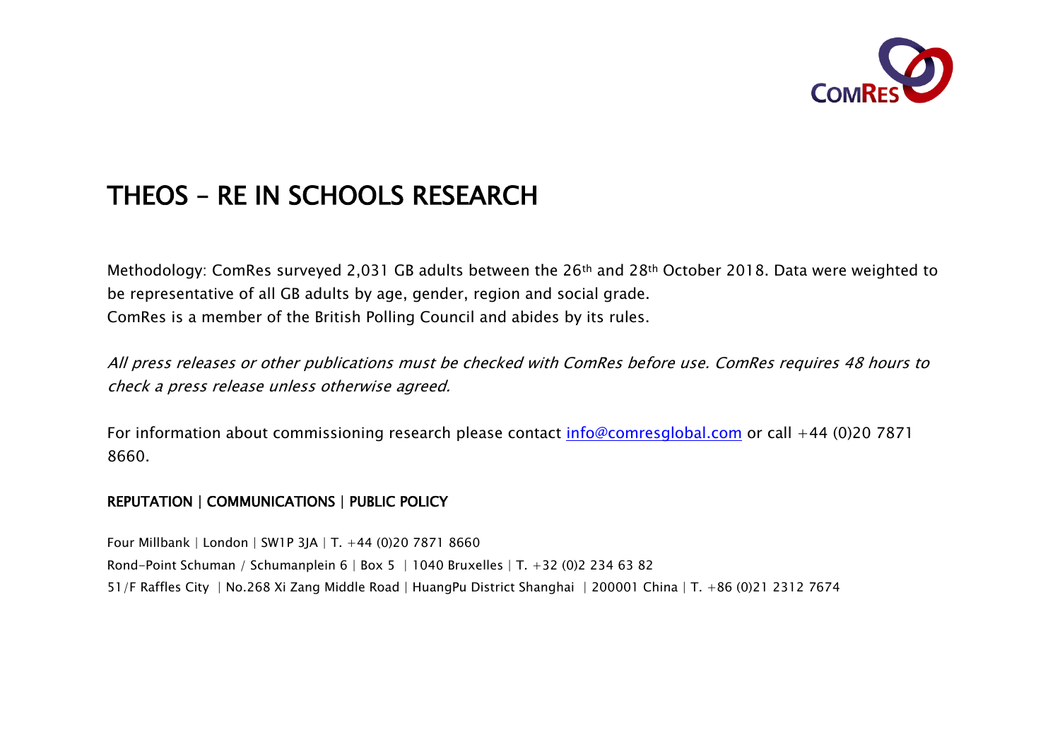# THEOS – RE IN SCHOOLS RESEARCH

Methodology: ComRes surveyed 2,031 GB adults between the 26th and 28th October 2018. Data were weighted to be representative of all GB adults by age, gender, region and social grade.
ComRes is a member of the British Polling Council and abides by its rules.

*All press releases or other publications must be checked with ComRes before use. ComRes requires 48 hours to check a press release unless otherwise agreed.*

For information about commissioning research please contact [info@comresglobal.com](mailto:info@comresglobal.com) or call +44 (0)20 7871 8660.

**REPUTATION | COMMUNICATIONS | PUBLIC POLICY**

Four Millbank | London | SW1P 3JA | T. +44 (0)20 7871 8660
Rond-Point Schuman / Schumanplein 6 | Box 5 | 1040 Bruxelles | T. +32 (0)2 234 63 82
51/F Raffles City | No.268 Xi Zang Middle Road | HuangPu District Shanghai | 200001 China | T. +86 (0)21 2312 7674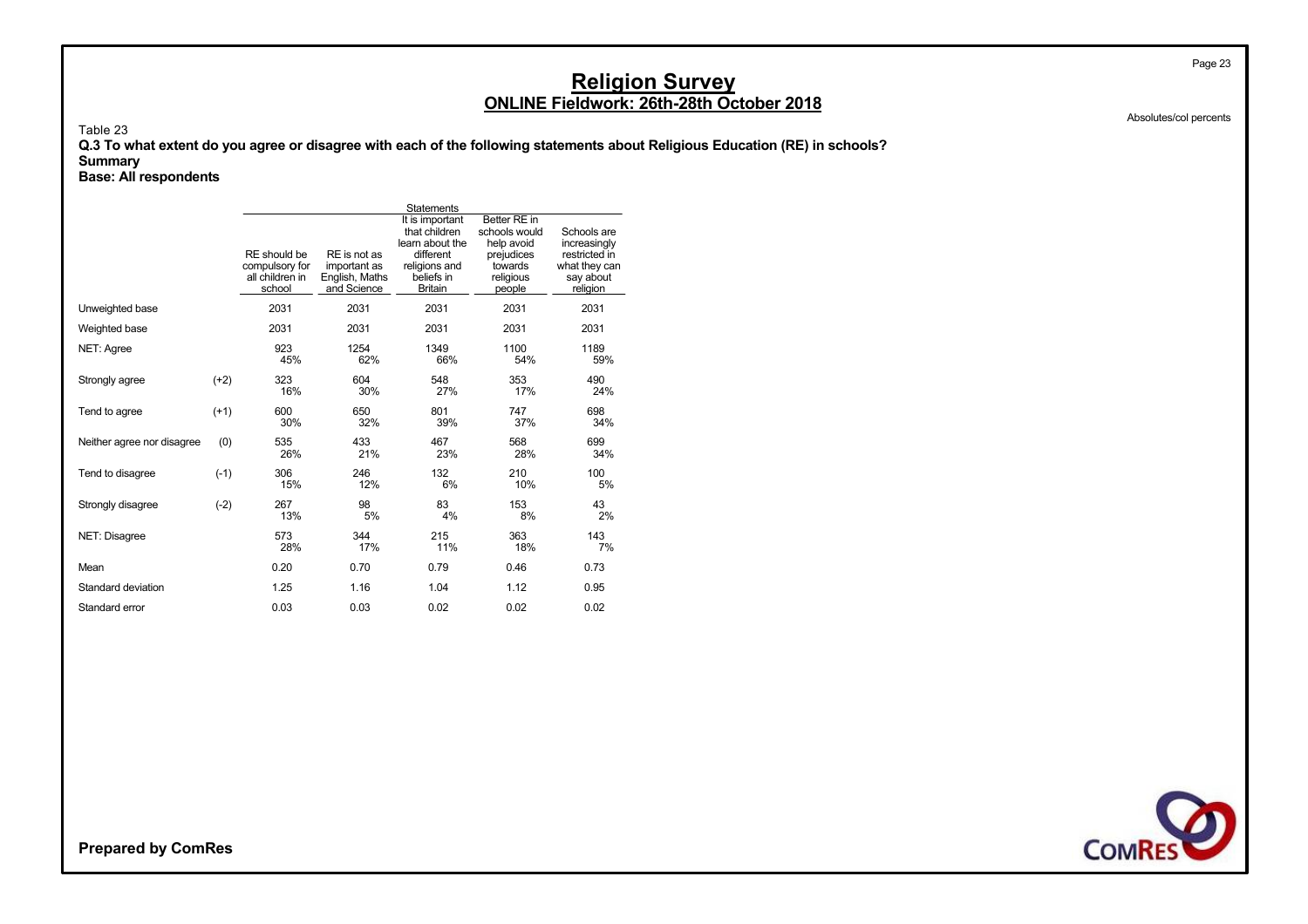# Religion Survey
## ONLINE Fieldwork: 26th-28th October 2018

Absolutes/col percents

Table 23

**Q.3 To what extent do you agree or disagree with each of the following statements about Religious Education (RE) in schools?**

**Summary**

**Base: All respondents**

| | | Statements | | | | |
|---|---|---|---|---|---|---|
| | | RE should be compulsory for all children in school | RE is not as important as English, Maths and Science | It is important that children learn about the different religions and beliefs in Britain | Better RE in schools would help avoid prejudices towards religious people | Schools are increasingly restricted in what they can say about religion |
| Unweighted base | | 2031 | 2031 | 2031 | 2031 | 2031 |
| Weighted base | | 2031 | 2031 | 2031 | 2031 | 2031 |
| NET: Agree | | 923<br>45% | 1254<br>62% | 1349<br>66% | 1100<br>54% | 1189<br>59% |
| Strongly agree | (+2) | 323<br>16% | 604<br>30% | 548<br>27% | 353<br>17% | 490<br>24% |
| Tend to agree | (+1) | 600<br>30% | 650<br>32% | 801<br>39% | 747<br>37% | 698<br>34% |
| Neither agree nor disagree | (0) | 535<br>26% | 433<br>21% | 467<br>23% | 568<br>28% | 699<br>34% |
| Tend to disagree | (-1) | 306<br>15% | 246<br>12% | 132<br>6% | 210<br>10% | 100<br>5% |
| Strongly disagree | (-2) | 267<br>13% | 98<br>5% | 83<br>4% | 153<br>8% | 43<br>2% |
| NET: Disagree | | 573<br>28% | 344<br>17% | 215<br>11% | 363<br>18% | 143<br>7% |
| Mean | | 0.20 | 0.70 | 0.79 | 0.46 | 0.73 |
| Standard deviation | | 1.25 | 1.16 | 1.04 | 1.12 | 0.95 |
| Standard error | | 0.03 | 0.03 | 0.02 | 0.02 | 0.02 |

**Prepared by ComRes**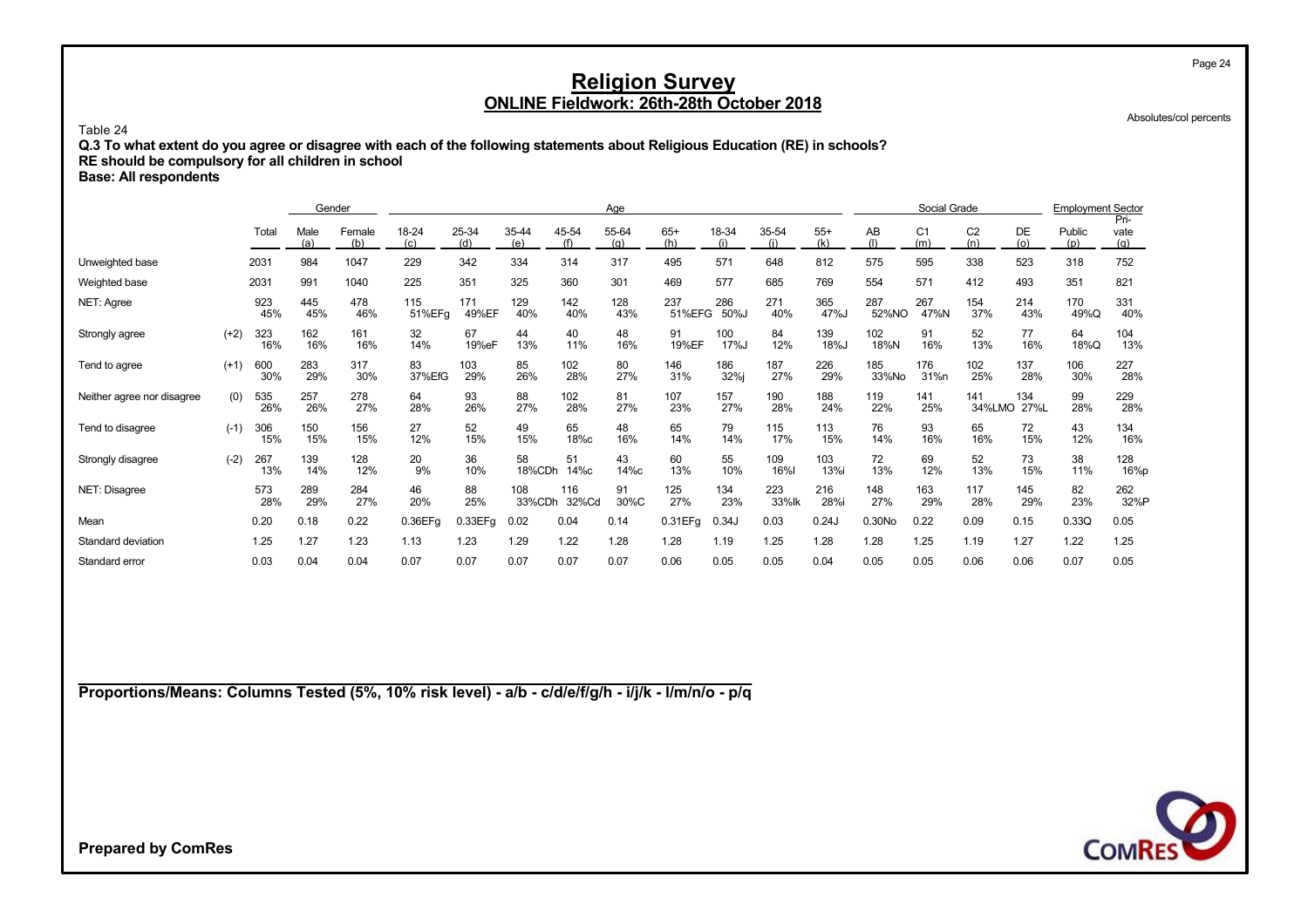# Religion Survey
## ONLINE Fieldwork: 26th-28th October 2018

Absolutes/col percents

Table 24

**Q.3 To what extent do you agree or disagree with each of the following statements about Religious Education (RE) in schools?**
**RE should be compulsory for all children in school**
**Base: All respondents**

| | | | Gender | | Age | | | | | | | | | Social Grade | | | | Employment Sector | |
|---|---|---|---|---|---|---|---|---|---|---|---|---|---|---|---|---|---|---|---|
| | | Total | Male (a) | Female (b) | 18-24 (c) | 25-34 (d) | 35-44 (e) | 45-54 (f) | 55-64 (g) | 65+ (h) | 18-34 (i) | 35-54 (j) | 55+ (k) | AB (l) | C1 (m) | C2 (n) | DE (o) | Public (p) | Private (q) |
| Unweighted base | | 2031 | 984 | 1047 | 229 | 342 | 334 | 314 | 317 | 495 | 571 | 648 | 812 | 575 | 595 | 338 | 523 | 318 | 752 |
| Weighted base | | 2031 | 991 | 1040 | 225 | 351 | 325 | 360 | 301 | 469 | 577 | 685 | 769 | 554 | 571 | 412 | 493 | 351 | 821 |
| NET: Agree | | 923 45% | 445 45% | 478 46% | 115 51%EFg | 171 49%EF | 129 40% | 142 40% | 128 43% | 237 51%EFG | 286 50%J | 271 40% | 365 47%J | 287 52%NO | 267 47%N | 154 37% | 214 43% | 170 49%Q | 331 40% |
| Strongly agree | (+2) | 323 16% | 162 16% | 161 16% | 32 14% | 67 19%eF | 44 13% | 40 11% | 48 16% | 91 19%EF | 100 17%J | 84 12% | 139 18%J | 102 18%N | 91 16% | 52 13% | 77 16% | 64 18%Q | 104 13% |
| Tend to agree | (+1) | 600 30% | 283 29% | 317 30% | 83 37%EfG | 103 29% | 85 26% | 102 28% | 80 27% | 146 31% | 186 32%j | 187 27% | 226 29% | 185 33%No | 176 31%n | 102 25% | 137 28% | 106 30% | 227 28% |
| Neither agree nor disagree | (0) | 535 26% | 257 26% | 278 27% | 64 28% | 93 26% | 88 27% | 102 28% | 81 27% | 107 23% | 157 27% | 190 28% | 188 24% | 119 22% | 141 25% | 141 34%LMO | 134 27%L | 99 28% | 229 28% |
| Tend to disagree | (-1) | 306 15% | 150 15% | 156 15% | 27 12% | 52 15% | 49 15% | 65 18%c | 48 16% | 65 14% | 79 14% | 115 17% | 113 15% | 76 14% | 93 16% | 65 16% | 72 15% | 43 12% | 134 16% |
| Strongly disagree | (-2) | 267 13% | 139 14% | 128 12% | 20 9% | 36 10% | 58 18%CDh | 51 14%c | 43 14%c | 60 13% | 55 10% | 109 16%I | 103 13%i | 72 13% | 69 12% | 52 13% | 73 15% | 38 11% | 128 16%p |
| NET: Disagree | | 573 28% | 289 29% | 284 27% | 46 20% | 88 25% | 108 33%CDh | 116 32%Cd | 91 30%C | 125 27% | 134 23% | 223 33%Ik | 216 28%i | 148 27% | 163 29% | 117 28% | 145 29% | 82 23% | 262 32%P |
| Mean | | 0.20 | 0.18 | 0.22 | 0.36EFg | 0.33EFg | 0.02 | 0.04 | 0.14 | 0.31EFg | 0.34J | 0.03 | 0.24J | 0.30No | 0.22 | 0.09 | 0.15 | 0.33Q | 0.05 |
| Standard deviation | | 1.25 | 1.27 | 1.23 | 1.13 | 1.23 | 1.29 | 1.22 | 1.28 | 1.28 | 1.19 | 1.25 | 1.28 | 1.28 | 1.25 | 1.19 | 1.27 | 1.22 | 1.25 |
| Standard error | | 0.03 | 0.04 | 0.04 | 0.07 | 0.07 | 0.07 | 0.07 | 0.07 | 0.06 | 0.05 | 0.05 | 0.04 | 0.05 | 0.05 | 0.06 | 0.06 | 0.07 | 0.05 |

**Proportions/Means: Columns Tested (5%, 10% risk level) - a/b - c/d/e/f/g/h - i/j/k - l/m/n/o - p/q**

**Prepared by ComRes**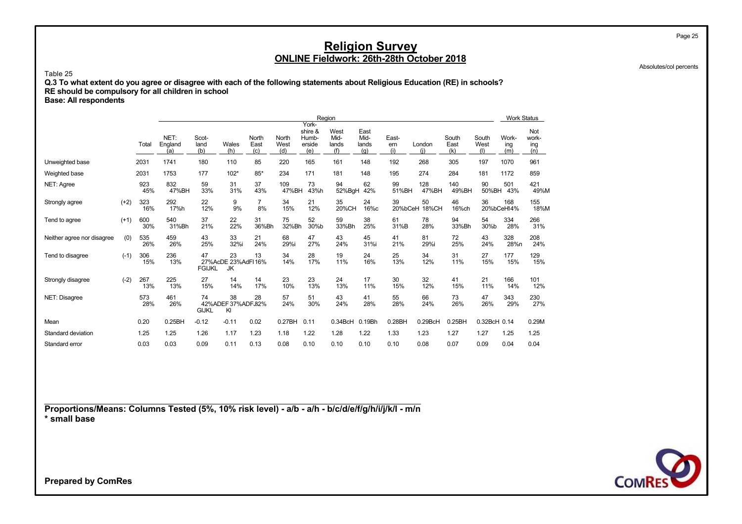# Religion Survey
## ONLINE Fieldwork: 26th-28th October 2018

Absolutes/col percents

Table 25

**Q.3 To what extent do you agree or disagree with each of the following statements about Religious Education (RE) in schools?**
**RE should be compulsory for all children in school**
**Base: All respondents**

| | | Total | NET: England (a) | Scotland (b) | Wales (h) | North East (c) | North West (d) | Yorkshire & Humberside (e) | West Midlands (f) | East Midlands (g) | Eastern (i) | London (j) | South East (k) | South West (l) | Working (m) | Not working (n) |
|---|---|---|---|---|---|---|---|---|---|---|---|---|---|---|---|---|
| | | | Region | | | | | | | | | | | | Work Status | |
| Unweighted base | | 2031 | 1741 | 180 | 110 | 85 | 220 | 165 | 161 | 148 | 192 | 268 | 305 | 197 | 1070 | 961 |
| Weighted base | | 2031 | 1753 | 177 | 102* | 85* | 234 | 171 | 181 | 148 | 195 | 274 | 284 | 181 | 1172 | 859 |
| NET: Agree | | 923 45% | 832 47%BH | 59 33% | 31 31% | 37 43% | 109 47%BH | 73 43%h | 94 52%BgH | 62 42% | 99 51%BH | 128 47%BH | 140 49%BH | 90 50%BH | 501 43% | 421 49%M |
| Strongly agree | (+2) | 323 16% | 292 17%h | 22 12% | 9 9% | 7 8% | 34 15% | 21 12% | 35 20%CH | 24 16%c | 39 20%bCeH | 50 18%CH | 46 16%ch | 36 20%bCeHI | 168 14% | 155 18%M |
| Tend to agree | (+1) | 600 30% | 540 31%Bh | 37 21% | 22 22% | 31 36%Bh | 75 32%Bh | 52 30%b | 59 33%Bh | 38 25% | 61 31%B | 78 28% | 94 33%Bh | 54 30%b | 334 28% | 266 31% |
| Neither agree nor disagree | (0) | 535 26% | 459 26% | 43 25% | 33 32%i | 21 24% | 68 29%i | 47 27% | 43 24% | 45 31%i | 41 21% | 81 29%i | 72 25% | 43 24% | 328 28%n | 208 24% |
| Tend to disagree | (-1) | 306 15% | 236 13% | 47 27%AcDE FGIJKL | 23 23%AdFI JK | 13 16% | 34 14% | 28 17% | 19 11% | 24 16% | 25 13% | 34 12% | 31 11% | 27 15% | 177 15% | 129 15% |
| Strongly disagree | (-2) | 267 13% | 225 13% | 27 15% | 14 14% | 14 17% | 23 10% | 23 13% | 24 13% | 17 11% | 30 15% | 32 12% | 41 15% | 21 11% | 166 14% | 101 12% |
| NET: Disagree | | 573 28% | 461 26% | 74 42%ADEF GIJKL | 38 37%ADFJ KI | 28 32% | 57 24% | 51 30% | 43 24% | 41 28% | 55 28% | 66 24% | 73 26% | 47 26% | 343 29% | 230 27% |
| Mean | | 0.20 | 0.25BH | -0.12 | -0.11 | 0.02 | 0.27BH | 0.11 | 0.34BcH | 0.19Bh | 0.28BH | 0.29BcH | 0.25BH | 0.32BcH | 0.14 | 0.29M |
| Standard deviation | | 1.25 | 1.25 | 1.26 | 1.17 | 1.23 | 1.18 | 1.22 | 1.28 | 1.22 | 1.33 | 1.23 | 1.27 | 1.27 | 1.25 | 1.25 |
| Standard error | | 0.03 | 0.03 | 0.09 | 0.11 | 0.13 | 0.08 | 0.10 | 0.10 | 0.10 | 0.10 | 0.08 | 0.07 | 0.09 | 0.04 | 0.04 |

**Proportions/Means: Columns Tested (5%, 10% risk level) - a/b - a/h - b/c/d/e/f/g/h/i/j/k/l - m/n**
**\* small base**

**Prepared by ComRes**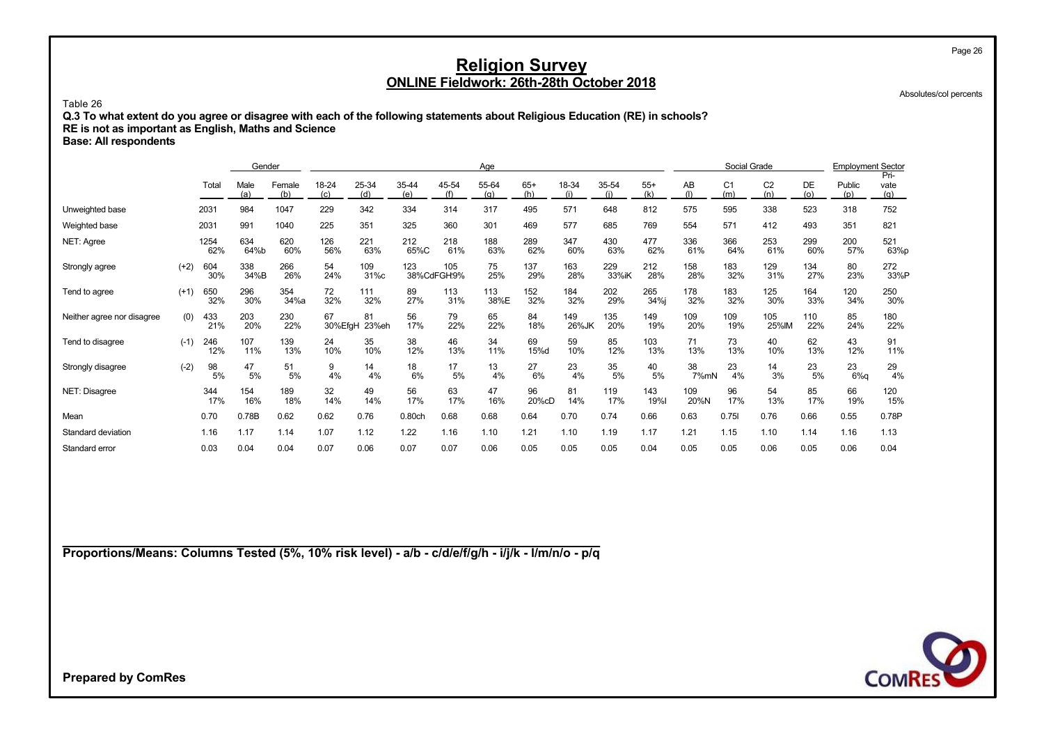# Religion Survey

## ONLINE Fieldwork: 26th-28th October 2018

Absolutes/col percents

Table 26

**Q.3 To what extent do you agree or disagree with each of the following statements about Religious Education (RE) in schools?**
**RE is not as important as English, Maths and Science**
**Base: All respondents**

| | | | Gender | | Age | | | | | | | | | Social Grade | | | | Employment Sector | |
|---|---|---|---|---|---|---|---|---|---|---|---|---|---|---|---|---|---|---|---|
| | | Total | Male (a) | Female (b) | 18-24 (c) | 25-34 (d) | 35-44 (e) | 45-54 (f) | 55-64 (g) | 65+ (h) | 18-34 (i) | 35-54 (j) | 55+ (k) | AB (l) | C1 (m) | C2 (n) | DE (o) | Public (p) | Private (q) |
| Unweighted base | | 2031 | 984 | 1047 | 229 | 342 | 334 | 314 | 317 | 495 | 571 | 648 | 812 | 575 | 595 | 338 | 523 | 318 | 752 |
| Weighted base | | 2031 | 991 | 1040 | 225 | 351 | 325 | 360 | 301 | 469 | 577 | 685 | 769 | 554 | 571 | 412 | 493 | 351 | 821 |
| NET: Agree | | 1254 | 634 | 620 | 126 | 221 | 212 | 218 | 188 | 289 | 347 | 430 | 477 | 336 | 366 | 253 | 299 | 200 | 521 |
| | | 62% | 64%b | 60% | 56% | 63% | 65%C | 61% | 63% | 62% | 60% | 63% | 62% | 61% | 64% | 61% | 60% | 57% | 63%p |
| Strongly agree | (+2) | 604 | 338 | 266 | 54 | 109 | 123 | 105 | 75 | 137 | 163 | 229 | 212 | 158 | 183 | 129 | 134 | 80 | 272 |
| | | 30% | 34%B | 26% | 24% | 31%c | 38%CdFGH | 29% | 25% | 29% | 28% | 33%iK | 28% | 28% | 32% | 31% | 27% | 23% | 33%P |
| Tend to agree | (+1) | 650 | 296 | 354 | 72 | 111 | 89 | 113 | 113 | 152 | 184 | 202 | 265 | 178 | 183 | 125 | 164 | 120 | 250 |
| | | 32% | 30% | 34%a | 32% | 32% | 27% | 31% | 38%E | 32% | 32% | 29% | 34%j | 32% | 32% | 30% | 33% | 34% | 30% |
| Neither agree nor disagree | (0) | 433 | 203 | 230 | 67 | 81 | 56 | 79 | 65 | 84 | 149 | 135 | 149 | 109 | 109 | 105 | 110 | 85 | 180 |
| | | 21% | 20% | 22% | 30%EfgH | 23%eh | 17% | 22% | 22% | 18% | 26%JK | 20% | 19% | 20% | 19% | 25%lM | 22% | 24% | 22% |
| Tend to disagree | (-1) | 246 | 107 | 139 | 24 | 35 | 38 | 46 | 34 | 69 | 59 | 85 | 103 | 71 | 73 | 40 | 62 | 43 | 91 |
| | | 12% | 11% | 13% | 10% | 10% | 12% | 13% | 11% | 15%d | 10% | 12% | 13% | 13% | 13% | 10% | 13% | 12% | 11% |
| Strongly disagree | (-2) | 98 | 47 | 51 | 9 | 14 | 18 | 17 | 13 | 27 | 23 | 35 | 40 | 38 | 23 | 14 | 23 | 23 | 29 |
| | | 5% | 5% | 5% | 4% | 4% | 6% | 5% | 4% | 6% | 4% | 5% | 5% | 7%mN | 4% | 3% | 5% | 6%q | 4% |
| NET: Disagree | | 344 | 154 | 189 | 32 | 49 | 56 | 63 | 47 | 96 | 81 | 119 | 143 | 109 | 96 | 54 | 85 | 66 | 120 |
| | | 17% | 16% | 18% | 14% | 14% | 17% | 17% | 16% | 20%cD | 14% | 17% | 19%I | 20%N | 17% | 13% | 17% | 19% | 15% |
| Mean | | 0.70 | 0.78B | 0.62 | 0.62 | 0.76 | 0.80ch | 0.68 | 0.68 | 0.64 | 0.70 | 0.74 | 0.66 | 0.63 | 0.75l | 0.76 | 0.66 | 0.55 | 0.78P |
| Standard deviation | | 1.16 | 1.17 | 1.14 | 1.07 | 1.12 | 1.22 | 1.16 | 1.10 | 1.21 | 1.10 | 1.19 | 1.17 | 1.21 | 1.15 | 1.10 | 1.14 | 1.16 | 1.13 |
| Standard error | | 0.03 | 0.04 | 0.04 | 0.07 | 0.06 | 0.07 | 0.07 | 0.06 | 0.05 | 0.05 | 0.05 | 0.04 | 0.05 | 0.05 | 0.06 | 0.05 | 0.06 | 0.04 |

**Proportions/Means: Columns Tested (5%, 10% risk level) - a/b - c/d/e/f/g/h - i/j/k - l/m/n/o - p/q**

**Prepared by ComRes**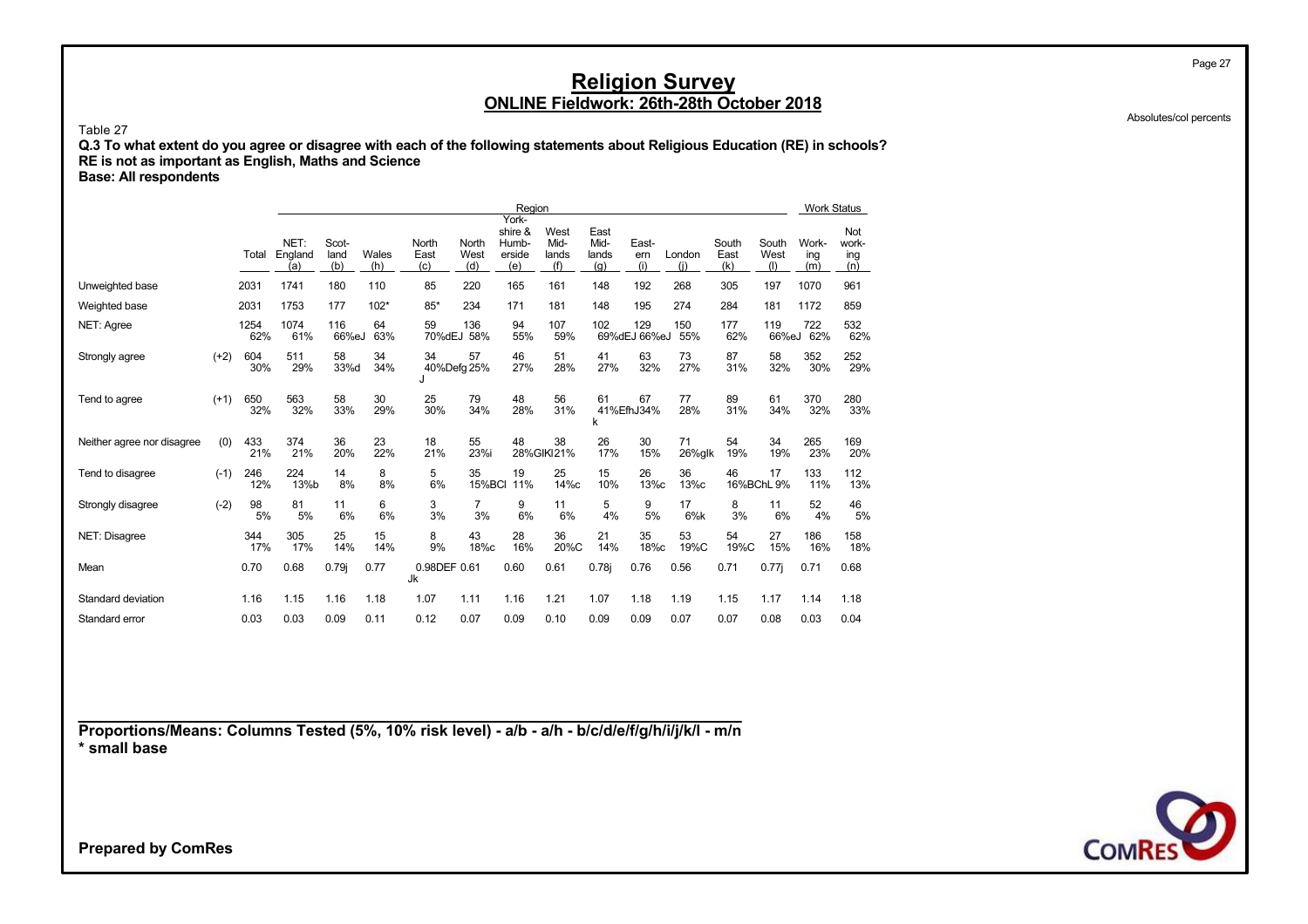# Religion Survey

## ONLINE Fieldwork: 26th-28th October 2018

Absolutes/col percents

Table 27

**Q.3 To what extent do you agree or disagree with each of the following statements about Religious Education (RE) in schools?**
**RE is not as important as English, Maths and Science**
**Base: All respondents**

| | | Total | NET: England (a) | Scotland (b) | Wales (h) | North East (c) | North West (d) | Yorkshire & Humberside (e) | West Midlands (f) | East Midlands (g) | Eastern (i) | London (j) | South East (k) | South West (l) | Working (m) | Not working (n) |
|---|---|---|---|---|---|---|---|---|---|---|---|---|---|---|---|---|
| | | | | Region | | | | | | | | | | | Work Status | |
| Unweighted base | | 2031 | 1741 | 180 | 110 | 85 | 220 | 165 | 161 | 148 | 192 | 268 | 305 | 197 | 1070 | 961 |
| Weighted base | | 2031 | 1753 | 177 | 102* | 85* | 234 | 171 | 181 | 148 | 195 | 274 | 284 | 181 | 1172 | 859 |
| NET: Agree | | 1254 62% | 1074 61% | 116 66%eJ | 64 63% | 59 70%dEJ | 136 58% | 94 55% | 107 59% | 102 69%dEJ | 129 66%eJ | 150 55% | 177 62% | 119 66%eJ | 722 62% | 532 62% |
| Strongly agree | (+2) | 604 30% | 511 29% | 58 33%d | 34 34% | 34 40%Defg J | 57 25% | 46 27% | 51 28% | 41 27% | 63 32% | 73 27% | 87 31% | 58 32% | 352 30% | 252 29% |
| Tend to agree | (+1) | 650 32% | 563 32% | 58 33% | 30 29% | 25 30% | 79 34% | 48 28% | 56 31% | 61 41%EfhJ k | 67 34% | 77 28% | 89 31% | 61 34% | 370 32% | 280 33% |
| Neither agree nor disagree | (0) | 433 21% | 374 21% | 36 20% | 23 22% | 18 21% | 55 23%i | 48 28%GIKl | 38 21% | 26 17% | 30 15% | 71 26%glk | 54 19% | 34 19% | 265 23% | 169 20% |
| Tend to disagree | (-1) | 246 12% | 224 13%b | 14 8% | 8 8% | 5 6% | 35 15%BCl | 19 11% | 25 14%c | 15 10% | 26 13%c | 36 13%c | 46 16%BChL | 17 9% | 133 11% | 112 13% |
| Strongly disagree | (-2) | 98 5% | 81 5% | 11 6% | 6 6% | 3 3% | 7 3% | 9 6% | 11 6% | 5 4% | 9 5% | 17 6%k | 8 3% | 11 6% | 52 4% | 46 5% |
| NET: Disagree | | 344 17% | 305 17% | 25 14% | 15 14% | 8 9% | 43 18%c | 28 16% | 36 20%C | 21 14% | 35 18%c | 53 19%C | 54 19%C | 27 15% | 186 16% | 158 18% |
| Mean | | 0.70 | 0.68 | 0.79j | 0.77 | 0.98DEF Jk | 0.61 | 0.60 | 0.61 | 0.78j | 0.76 | 0.56 | 0.71 | 0.77j | 0.71 | 0.68 |
| Standard deviation | | 1.16 | 1.15 | 1.16 | 1.18 | 1.07 | 1.11 | 1.16 | 1.21 | 1.07 | 1.18 | 1.19 | 1.15 | 1.17 | 1.14 | 1.18 |
| Standard error | | 0.03 | 0.03 | 0.09 | 0.11 | 0.12 | 0.07 | 0.09 | 0.10 | 0.09 | 0.09 | 0.07 | 0.07 | 0.08 | 0.03 | 0.04 |

**Proportions/Means: Columns Tested (5%, 10% risk level) - a/b - a/h - b/c/d/e/f/g/h/i/j/k/l - m/n**
*** small base**

**Prepared by ComRes**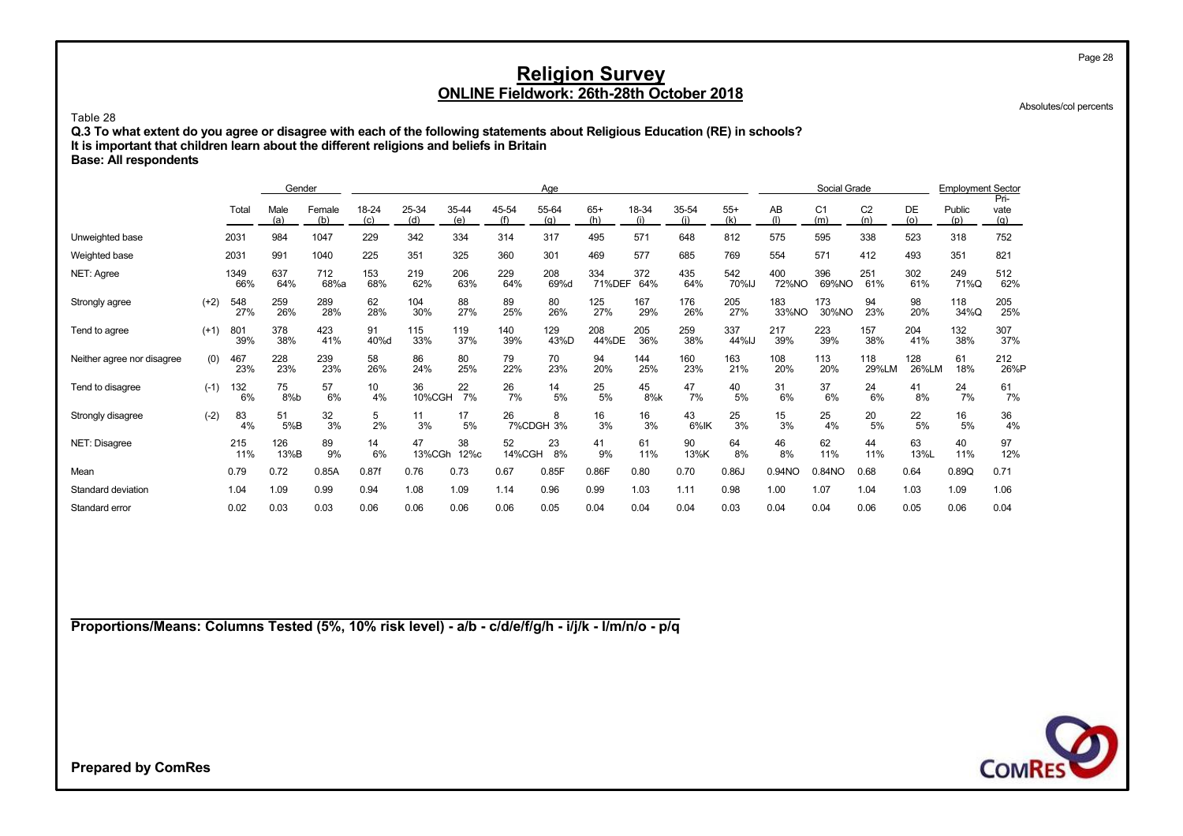# Religion Survey
## ONLINE Fieldwork: 26th-28th October 2018

Absolutes/col percents

Table 28

**Q.3 To what extent do you agree or disagree with each of the following statements about Religious Education (RE) in schools?**
**It is important that children learn about the different religions and beliefs in Britain**
**Base: All respondents**

| | | | Gender | | Age | | | | | | | | | Social Grade | | | | Employment Sector | |
|---|---|---|---|---|---|---|---|---|---|---|---|---|---|---|---|---|---|---|---|
| | | Total | Male (a) | Female (b) | 18-24 (c) | 25-34 (d) | 35-44 (e) | 45-54 (f) | 55-64 (g) | 65+ (h) | 18-34 (i) | 35-54 (j) | 55+ (k) | AB (l) | C1 (m) | C2 (n) | DE (o) | Public (p) | Pri-vate (q) |
| Unweighted base | | 2031 | 984 | 1047 | 229 | 342 | 334 | 314 | 317 | 495 | 571 | 648 | 812 | 575 | 595 | 338 | 523 | 318 | 752 |
| Weighted base | | 2031 | 991 | 1040 | 225 | 351 | 325 | 360 | 301 | 469 | 577 | 685 | 769 | 554 | 571 | 412 | 493 | 351 | 821 |
| NET: Agree | | 1349 66% | 637 64% | 712 68%a | 153 68% | 219 62% | 206 63% | 229 64% | 208 69%d | 334 71%DEF | 372 64% | 435 64% | 542 70%IJ | 400 72%NO | 396 69%NO | 251 61% | 302 61% | 249 71%Q | 512 62% |
| Strongly agree | (+2) | 548 27% | 259 26% | 289 28% | 62 28% | 104 30% | 88 27% | 89 25% | 80 26% | 125 27% | 167 29% | 176 26% | 205 27% | 183 33%NO | 173 30%NO | 94 23% | 98 20% | 118 34%Q | 205 25% |
| Tend to agree | (+1) | 801 39% | 378 38% | 423 41% | 91 40%d | 115 33% | 119 37% | 140 39% | 129 43%D | 208 44%DE | 205 36% | 259 38% | 337 44%IJ | 217 39% | 223 39% | 157 38% | 204 41% | 132 38% | 307 37% |
| Neither agree nor disagree | (0) | 467 23% | 228 23% | 239 23% | 58 26% | 86 24% | 80 25% | 79 22% | 70 23% | 94 20% | 144 25% | 160 23% | 163 21% | 108 20% | 113 20% | 118 29%LM | 128 26%LM | 61 18% | 212 26%P |
| Tend to disagree | (-1) | 132 6% | 75 8%b | 57 6% | 10 4% | 36 10%CGH | 22 7% | 26 7% | 14 5% | 25 5% | 45 8%k | 47 7% | 40 5% | 31 6% | 37 6% | 24 6% | 41 8% | 24 7% | 61 7% |
| Strongly disagree | (-2) | 83 4% | 51 5%B | 32 3% | 5 2% | 11 3% | 17 5% | 26 7%CDGH | 8 3% | 16 3% | 16 3% | 43 6%IK | 25 3% | 15 3% | 25 4% | 20 5% | 22 5% | 16 5% | 36 4% |
| NET: Disagree | | 215 11% | 126 13%B | 89 9% | 14 6% | 47 13%CGh | 38 12%c | 52 14%CGH | 23 8% | 41 9% | 61 11% | 90 13%K | 64 8% | 46 8% | 62 11% | 44 11% | 63 13%L | 40 11% | 97 12% |
| Mean | | 0.79 | 0.72 | 0.85A | 0.87f | 0.76 | 0.73 | 0.67 | 0.85F | 0.86F | 0.80 | 0.70 | 0.86J | 0.94NO | 0.84NO | 0.68 | 0.64 | 0.89Q | 0.71 |
| Standard deviation | | 1.04 | 1.09 | 0.99 | 0.94 | 1.08 | 1.09 | 1.14 | 0.96 | 0.99 | 1.03 | 1.11 | 0.98 | 1.00 | 1.07 | 1.04 | 1.03 | 1.09 | 1.06 |
| Standard error | | 0.02 | 0.03 | 0.03 | 0.06 | 0.06 | 0.06 | 0.06 | 0.05 | 0.04 | 0.04 | 0.04 | 0.03 | 0.04 | 0.04 | 0.06 | 0.05 | 0.06 | 0.04 |

**Proportions/Means: Columns Tested (5%, 10% risk level) - a/b - c/d/e/f/g/h - i/j/k - l/m/n/o - p/q**

**Prepared by ComRes**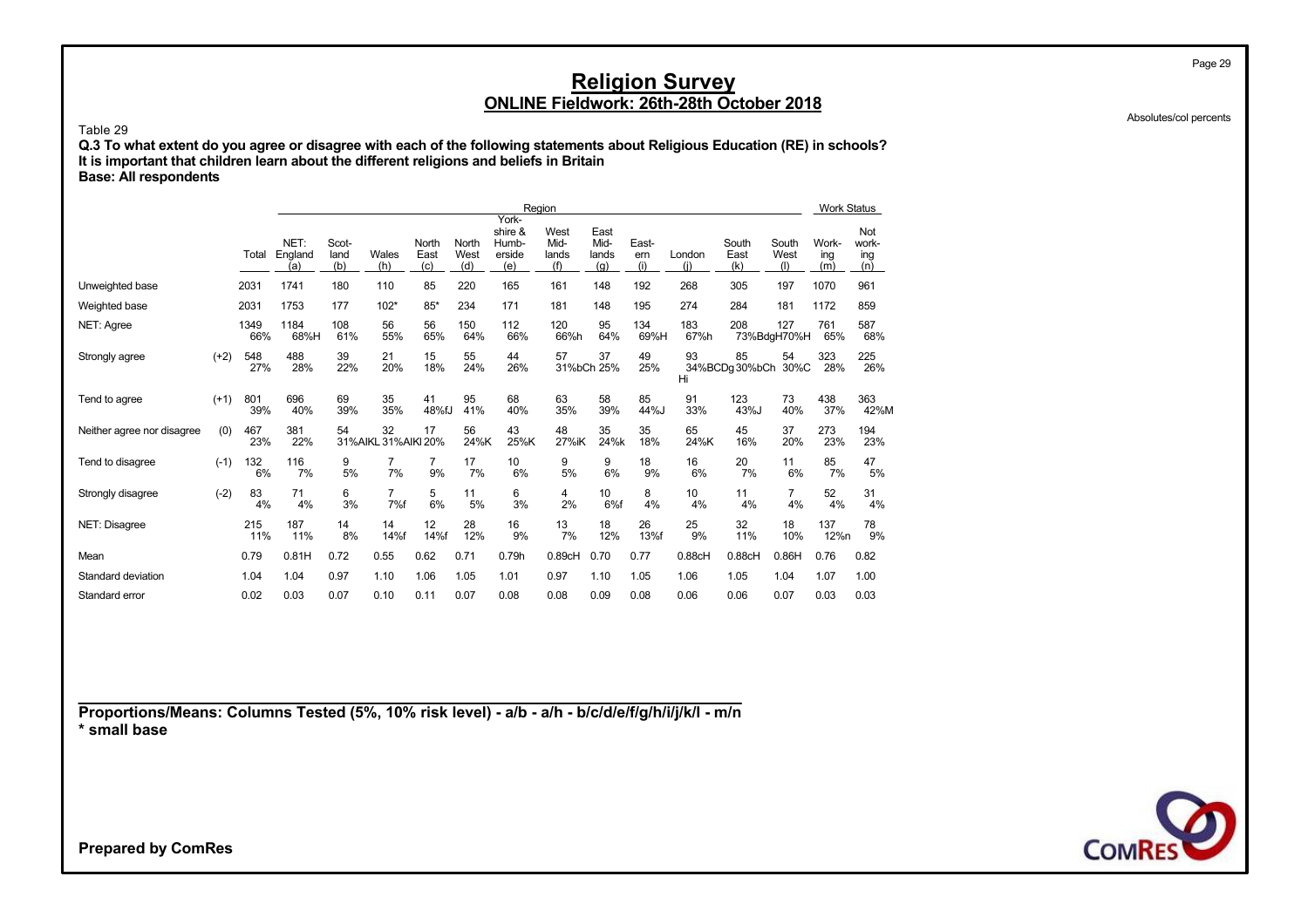# Religion Survey
## ONLINE Fieldwork: 26th-28th October 2018

Absolutes/col percents

Table 29

**Q.3 To what extent do you agree or disagree with each of the following statements about Religious Education (RE) in schools?**
**It is important that children learn about the different religions and beliefs in Britain**
**Base: All respondents**

| | | | Region | | | | | | | | | | | | | Work Status | |
|---|---|---|---|---|---|---|---|---|---|---|---|---|---|---|---|---|---|
| | | Total | NET: England (a) | Scot-land (b) | Wales (h) | North East (c) | North West (d) | York-shire & Humb-erside (e) | West Mid-lands (f) | East Mid-lands (g) | East-ern (i) | London (j) | South East (k) | South West (l) | Work-ing (m) | Not work-ing (n) |
| Unweighted base | | 2031 | 1741 | 180 | 110 | 85 | 220 | 165 | 161 | 148 | 192 | 268 | 305 | 197 | 1070 | 961 |
| Weighted base | | 2031 | 1753 | 177 | 102* | 85* | 234 | 171 | 181 | 148 | 195 | 274 | 284 | 181 | 1172 | 859 |
| NET: Agree | | 1349<br>66% | 1184<br>68%H | 108<br>61% | 56<br>55% | 56<br>65% | 150<br>64% | 112<br>66% | 120<br>66%h | 95<br>64% | 134<br>69%H | 183<br>67%h | 208<br>73%BdgH | 127<br>70%H | 761<br>65% | 587<br>68% |
| Strongly agree | (+2) | 548<br>27% | 488<br>28% | 39<br>22% | 21<br>20% | 15<br>18% | 55<br>24% | 44<br>26% | 57<br>31%bCh | 37<br>25% | 49<br>25% | 93<br>34%BCDg Hi | 85<br>30%bCh | 54<br>30%C | 323<br>28% | 225<br>26% |
| Tend to agree | (+1) | 801<br>39% | 696<br>40% | 69<br>39% | 35<br>35% | 41<br>48%fJ | 95<br>41% | 68<br>40% | 63<br>35% | 58<br>39% | 85<br>44%J | 91<br>33% | 123<br>43%J | 73<br>40% | 438<br>37% | 363<br>42%M |
| Neither agree nor disagree | (0) | 467<br>23% | 381<br>22% | 54<br>31%AIKL | 32<br>31%AIKl | 17<br>20% | 56<br>24%K | 43<br>25%K | 48<br>27%iK | 35<br>24%k | 35<br>18% | 65<br>24%K | 45<br>16% | 37<br>20% | 273<br>23% | 194<br>23% |
| Tend to disagree | (-1) | 132<br>6% | 116<br>7% | 9<br>5% | 7<br>7% | 7<br>9% | 17<br>7% | 10<br>6% | 9<br>5% | 9<br>6% | 18<br>9% | 16<br>6% | 20<br>7% | 11<br>6% | 85<br>7% | 47<br>5% |
| Strongly disagree | (-2) | 83<br>4% | 71<br>4% | 6<br>3% | 7<br>7%f | 5<br>6% | 11<br>5% | 6<br>3% | 4<br>2% | 10<br>6%f | 8<br>4% | 10<br>4% | 11<br>4% | 7<br>4% | 52<br>4% | 31<br>4% |
| NET: Disagree | | 215<br>11% | 187<br>11% | 14<br>8% | 14<br>14%f | 12<br>14%f | 28<br>12% | 16<br>9% | 13<br>7% | 18<br>12% | 26<br>13%f | 25<br>9% | 32<br>11% | 18<br>10% | 137<br>12%n | 78<br>9% |
| Mean | | 0.79 | 0.81H | 0.72 | 0.55 | 0.62 | 0.71 | 0.79h | 0.89cH | 0.70 | 0.77 | 0.88cH | 0.88cH | 0.86H | 0.76 | 0.82 |
| Standard deviation | | 1.04 | 1.04 | 0.97 | 1.10 | 1.06 | 1.05 | 1.01 | 0.97 | 1.10 | 1.05 | 1.06 | 1.05 | 1.04 | 1.07 | 1.00 |
| Standard error | | 0.02 | 0.03 | 0.07 | 0.10 | 0.11 | 0.07 | 0.08 | 0.08 | 0.09 | 0.08 | 0.06 | 0.06 | 0.07 | 0.03 | 0.03 |

**Proportions/Means: Columns Tested (5%, 10% risk level) - a/b - a/h - b/c/d/e/f/g/h/i/j/k/l - m/n**
**\* small base**

**Prepared by ComRes**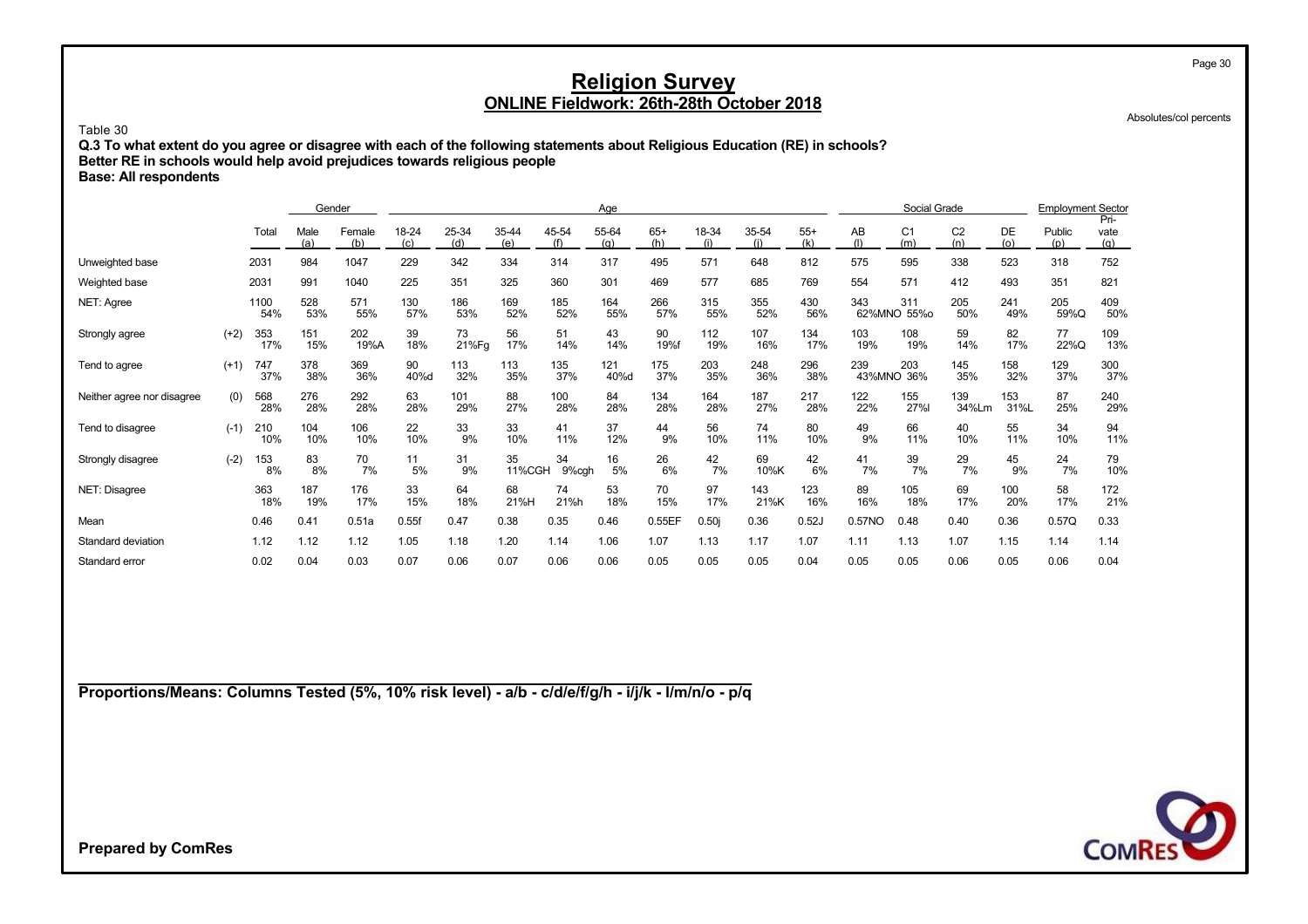# Religion Survey

## ONLINE Fieldwork: 26th-28th October 2018

Absolutes/col percents

Table 30

**Q.3 To what extent do you agree or disagree with each of the following statements about Religious Education (RE) in schools?**
**Better RE in schools would help avoid prejudices towards religious people**
**Base: All respondents**

| | | Total | Gender | | Age | | | | | | | | | Social Grade | | | | Employment Sector | |
|---|---|---|---|---|---|---|---|---|---|---|---|---|---|---|---|---|---|---|---|
| | | | Male (a) | Female (b) | 18-24 (c) | 25-34 (d) | 35-44 (e) | 45-54 (f) | 55-64 (g) | 65+ (h) | 18-34 (i) | 35-54 (j) | 55+ (k) | AB (l) | C1 (m) | C2 (n) | DE (o) | Public (p) | Pri-vate (q) |
| Unweighted base | | 2031 | 984 | 1047 | 229 | 342 | 334 | 314 | 317 | 495 | 571 | 648 | 812 | 575 | 595 | 338 | 523 | 318 | 752 |
| Weighted base | | 2031 | 991 | 1040 | 225 | 351 | 325 | 360 | 301 | 469 | 577 | 685 | 769 | 554 | 571 | 412 | 493 | 351 | 821 |
| NET: Agree | | 1100 | 528 | 571 | 130 | 186 | 169 | 185 | 164 | 266 | 315 | 355 | 430 | 343 | 311 | 205 | 241 | 205 | 409 |
| | | 54% | 53% | 55% | 57% | 53% | 52% | 52% | 55% | 57% | 55% | 52% | 56% | 62%MNO | 55%o | 50% | 49% | 59%Q | 50% |
| Strongly agree | (+2) | 353 | 151 | 202 | 39 | 73 | 56 | 51 | 43 | 90 | 112 | 107 | 134 | 103 | 108 | 59 | 82 | 77 | 109 |
| | | 17% | 15% | 19%A | 18% | 21%Fg | 17% | 14% | 14% | 19%f | 19% | 16% | 17% | 19% | 19% | 14% | 17% | 22%Q | 13% |
| Tend to agree | (+1) | 747 | 378 | 369 | 90 | 113 | 113 | 135 | 121 | 175 | 203 | 248 | 296 | 239 | 203 | 145 | 158 | 129 | 300 |
| | | 37% | 38% | 36% | 40%d | 32% | 35% | 37% | 40%d | 37% | 35% | 36% | 38% | 43%MNO | 36% | 35% | 32% | 37% | 37% |
| Neither agree nor disagree | (0) | 568 | 276 | 292 | 63 | 101 | 88 | 100 | 84 | 134 | 164 | 187 | 217 | 122 | 155 | 139 | 153 | 87 | 240 |
| | | 28% | 28% | 28% | 28% | 29% | 27% | 28% | 28% | 28% | 28% | 27% | 28% | 22% | 27%l | 34%Lm | 31%L | 25% | 29% |
| Tend to disagree | (-1) | 210 | 104 | 106 | 22 | 33 | 33 | 41 | 37 | 44 | 56 | 74 | 80 | 49 | 66 | 40 | 55 | 34 | 94 |
| | | 10% | 10% | 10% | 10% | 9% | 10% | 11% | 12% | 9% | 10% | 11% | 10% | 9% | 11% | 10% | 11% | 10% | 11% |
| Strongly disagree | (-2) | 153 | 83 | 70 | 11 | 31 | 35 | 34 | 16 | 26 | 42 | 69 | 42 | 41 | 39 | 29 | 45 | 24 | 79 |
| | | 8% | 8% | 7% | 5% | 9% | 11%CGH | 9%cgh | 5% | 6% | 7% | 10%K | 6% | 7% | 7% | 7% | 9% | 7% | 10% |
| NET: Disagree | | 363 | 187 | 176 | 33 | 64 | 68 | 74 | 53 | 70 | 97 | 143 | 123 | 89 | 105 | 69 | 100 | 58 | 172 |
| | | 18% | 19% | 17% | 15% | 18% | 21%H | 21%h | 18% | 15% | 17% | 21%K | 16% | 16% | 18% | 17% | 20% | 17% | 21% |
| Mean | | 0.46 | 0.41 | 0.51a | 0.55f | 0.47 | 0.38 | 0.35 | 0.46 | 0.55EF | 0.50j | 0.36 | 0.52J | 0.57NO | 0.48 | 0.40 | 0.36 | 0.57Q | 0.33 |
| Standard deviation | | 1.12 | 1.12 | 1.12 | 1.05 | 1.18 | 1.20 | 1.14 | 1.06 | 1.07 | 1.13 | 1.17 | 1.07 | 1.11 | 1.13 | 1.07 | 1.15 | 1.14 | 1.14 |
| Standard error | | 0.02 | 0.04 | 0.03 | 0.07 | 0.06 | 0.07 | 0.06 | 0.06 | 0.05 | 0.05 | 0.05 | 0.04 | 0.05 | 0.05 | 0.06 | 0.05 | 0.06 | 0.04 |

**Proportions/Means: Columns Tested (5%, 10% risk level) - a/b - c/d/e/f/g/h - i/j/k - l/m/n/o - p/q**

**Prepared by ComRes**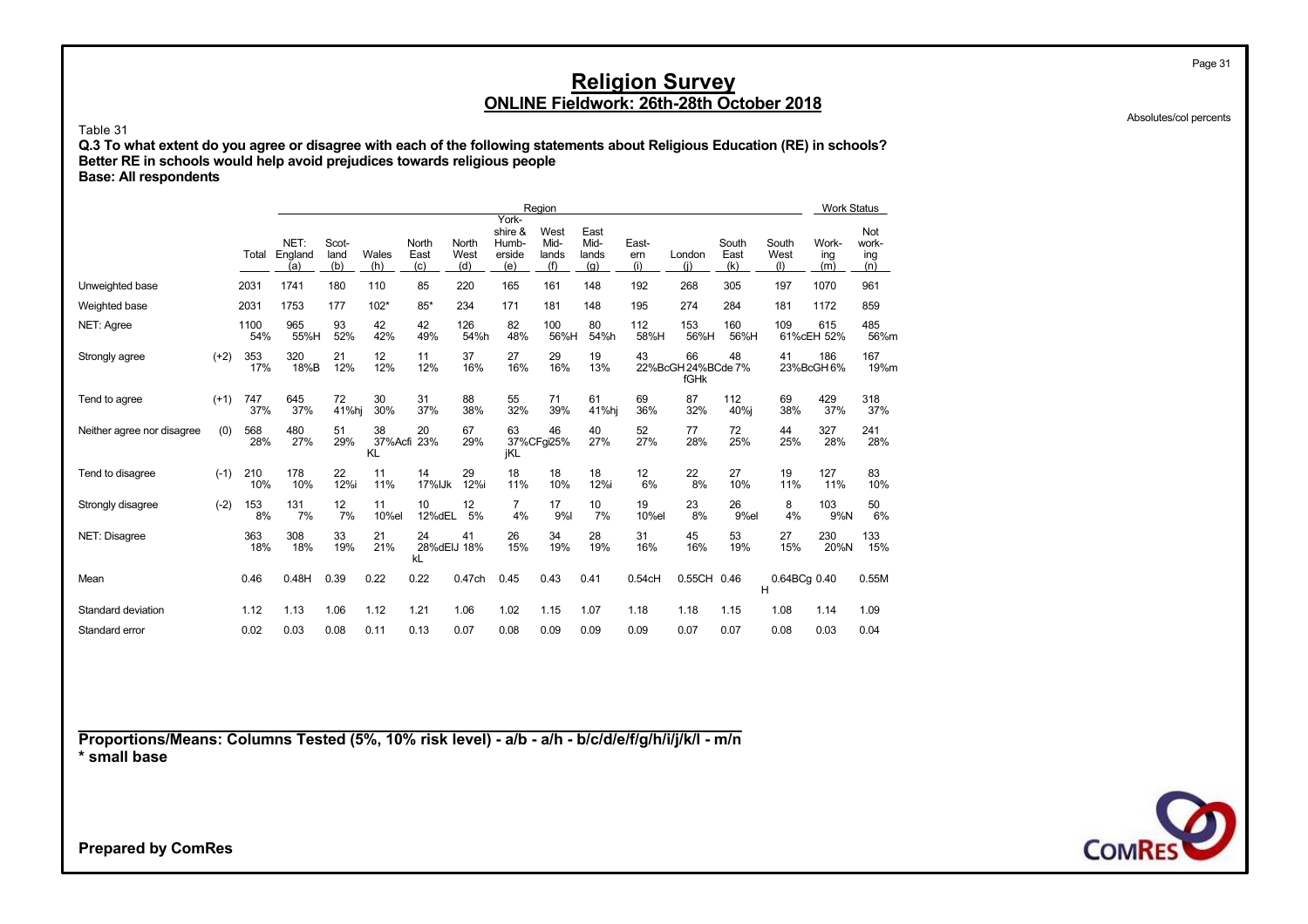# Religion Survey

## ONLINE Fieldwork: 26th-28th October 2018

Absolutes/col percents

Table 31

**Q.3 To what extent do you agree or disagree with each of the following statements about Religious Education (RE) in schools?**
**Better RE in schools would help avoid prejudices towards religious people**
**Base: All respondents**

| | | | Region | | | | | | | | | | | | Work Status | |
|---|---|---|---|---|---|---|---|---|---|---|---|---|---|---|---|---|
| | | Total | NET: England (a) | Scotland (b) | Wales (h) | North East (c) | North West (d) | Yorkshire & Humberside (e) | West Midlands (f) | East Midlands (g) | Eastern (i) | London (j) | South East (k) | South West (l) | Working (m) | Not working (n) |
| Unweighted base | | 2031 | 1741 | 180 | 110 | 85 | 220 | 165 | 161 | 148 | 192 | 268 | 305 | 197 | 1070 | 961 |
| Weighted base | | 2031 | 1753 | 177 | 102* | 85* | 234 | 171 | 181 | 148 | 195 | 274 | 284 | 181 | 1172 | 859 |
| NET: Agree | | 1100 54% | 965 55%H | 93 52% | 42 42% | 42 49% | 126 54%h | 82 48% | 100 56%H | 80 54%h | 112 58%H | 153 56%H | 160 56%H | 109 61%cEH | 615 52% | 485 56%m |
| Strongly agree | (+2) | 353 17% | 320 18%B | 21 12% | 12 12% | 11 12% | 37 16% | 27 16% | 29 16% | 19 13% | 43 22%BcGH | 66 24%BCde fGHk | 48 7% | 41 23%BcGH | 186 6% | 167 19%m |
| Tend to agree | (+1) | 747 37% | 645 37% | 72 41%hj | 30 30% | 31 37% | 88 38% | 55 32% | 71 39% | 61 41%hj | 69 36% | 87 32% | 112 40%j | 69 38% | 429 37% | 318 37% |
| Neither agree nor disagree | (0) | 568 28% | 480 27% | 51 29% | 38 37%Acfi KL | 20 23% | 67 29% | 63 37%CFgi jKL | 46 25% | 40 27% | 52 27% | 77 28% | 72 25% | 44 25% | 327 28% | 241 28% |
| Tend to disagree | (-1) | 210 10% | 178 10% | 22 12%i | 11 11% | 14 17%IJk | 29 12%i | 18 11% | 18 10% | 18 12%i | 12 6% | 22 8% | 27 10% | 19 11% | 127 11% | 83 10% |
| Strongly disagree | (-2) | 153 8% | 131 7% | 12 7% | 11 10%el | 10 12%dEL | 12 5% | 7 4% | 17 9%l | 10 7% | 19 10%el | 23 8% | 26 9%el | 8 4% | 103 9%N | 50 6% |
| NET: Disagree | | 363 18% | 308 18% | 33 19% | 21 21% | 24 28%dEIJ kL | 41 18% | 26 15% | 34 19% | 28 19% | 31 16% | 45 16% | 53 19% | 27 15% | 230 20%N | 133 15% |
| Mean | | 0.46 | 0.48H | 0.39 | 0.22 | 0.22 | 0.47ch | 0.45 | 0.43 | 0.41 | 0.54cH | 0.55CH | 0.46 | 0.64BCg H | 0.40 | 0.55M |
| Standard deviation | | 1.12 | 1.13 | 1.06 | 1.12 | 1.21 | 1.06 | 1.02 | 1.15 | 1.07 | 1.18 | 1.18 | 1.15 | 1.08 | 1.14 | 1.09 |
| Standard error | | 0.02 | 0.03 | 0.08 | 0.11 | 0.13 | 0.07 | 0.08 | 0.09 | 0.09 | 0.09 | 0.07 | 0.07 | 0.08 | 0.03 | 0.04 |

**Proportions/Means: Columns Tested (5%, 10% risk level) - a/b - a/h - b/c/d/e/f/g/h/i/j/k/l - m/n**
**\* small base**

**Prepared by ComRes**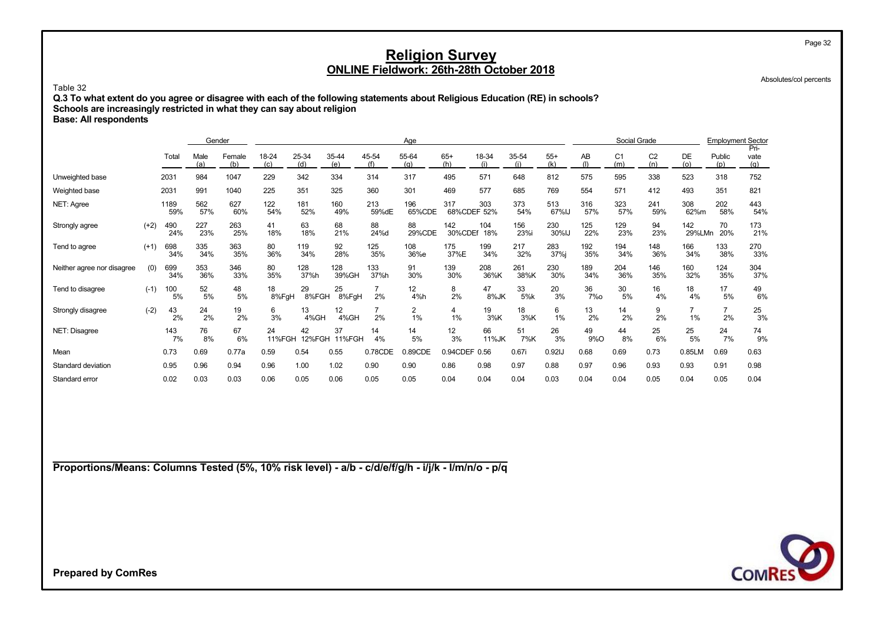# Religion Survey

## ONLINE Fieldwork: 26th-28th October 2018

Absolutes/col percents

Table 32

**Q.3 To what extent do you agree or disagree with each of the following statements about Religious Education (RE) in schools?**
**Schools are increasingly restricted in what they can say about religion**
**Base: All respondents**

| | | Total | Gender | | Age | | | | | | | | | Social Grade | | | | Employment Sector | |
|---|---|---|---|---|---|---|---|---|---|---|---|---|---|---|---|---|---|---|---|
| | | | Male (a) | Female (b) | 18-24 (c) | 25-34 (d) | 35-44 (e) | 45-54 (f) | 55-64 (g) | 65+ (h) | 18-34 (i) | 35-54 (j) | 55+ (k) | AB (l) | C1 (m) | C2 (n) | DE (o) | Public (p) | Private (q) |
| Unweighted base | | 2031 | 984 | 1047 | 229 | 342 | 334 | 314 | 317 | 495 | 571 | 648 | 812 | 575 | 595 | 338 | 523 | 318 | 752 |
| Weighted base | | 2031 | 991 | 1040 | 225 | 351 | 325 | 360 | 301 | 469 | 577 | 685 | 769 | 554 | 571 | 412 | 493 | 351 | 821 |
| NET: Agree | | 1189<br>59% | 562<br>57% | 627<br>60% | 122<br>54% | 181<br>52% | 160<br>49% | 213<br>59%dE | 196<br>65%CDE | 317<br>68%CDEF | 303<br>52% | 373<br>54% | 513<br>67%IJ | 316<br>57% | 323<br>57% | 241<br>59% | 308<br>62%m | 202<br>58% | 443<br>54% |
| Strongly agree | (+2) | 490<br>24% | 227<br>23% | 263<br>25% | 41<br>18% | 63<br>18% | 68<br>21% | 88<br>24%d | 88<br>29%CDE | 142<br>30%CDEf | 104<br>18% | 156<br>23%i | 230<br>30%IJ | 125<br>22% | 129<br>23% | 94<br>23% | 142<br>29%LMn | 70<br>20% | 173<br>21% |
| Tend to agree | (+1) | 698<br>34% | 335<br>34% | 363<br>35% | 80<br>36% | 119<br>34% | 92<br>28% | 125<br>35% | 108<br>36%e | 175<br>37%E | 199<br>34% | 217<br>32% | 283<br>37%j | 192<br>35% | 194<br>34% | 148<br>36% | 166<br>34% | 133<br>38% | 270<br>33% |
| Neither agree nor disagree | (0) | 699<br>34% | 353<br>36% | 346<br>33% | 80<br>35% | 128<br>37%h | 128<br>39%GH | 133<br>37%h | 91<br>30% | 139<br>30% | 208<br>36%K | 261<br>38%K | 230<br>30% | 189<br>34% | 204<br>36% | 146<br>35% | 160<br>32% | 124<br>35% | 304<br>37% |
| Tend to disagree | (-1) | 100<br>5% | 52<br>5% | 48<br>5% | 18<br>8%FgH | 29<br>8%FGH | 25<br>8%FgH | 7<br>2% | 12<br>4%h | 8<br>2% | 47<br>8%JK | 33<br>5%k | 20<br>3% | 36<br>7%o | 30<br>5% | 16<br>4% | 18<br>4% | 17<br>5% | 49<br>6% |
| Strongly disagree | (-2) | 43<br>2% | 24<br>2% | 19<br>2% | 6<br>3% | 13<br>4%GH | 12<br>4%GH | 7<br>2% | 2<br>1% | 4<br>1% | 19<br>3%K | 18<br>3%K | 6<br>1% | 13<br>2% | 14<br>2% | 9<br>2% | 7<br>1% | 7<br>2% | 25<br>3% |
| NET: Disagree | | 143<br>7% | 76<br>8% | 67<br>6% | 24<br>11%FGH | 42<br>12%FGH | 37<br>11%FGH | 14<br>4% | 14<br>5% | 12<br>3% | 66<br>11%JK | 51<br>7%K | 26<br>3% | 49<br>9%O | 44<br>8% | 25<br>6% | 25<br>5% | 24<br>7% | 74<br>9% |
| Mean | | 0.73 | 0.69 | 0.77a | 0.59 | 0.54 | 0.55 | 0.78CDE | 0.89CDE | 0.94CDEF | 0.56 | 0.67i | 0.92IJ | 0.68 | 0.69 | 0.73 | 0.85LM | 0.69 | 0.63 |
| Standard deviation | | 0.95 | 0.96 | 0.94 | 0.96 | 1.00 | 1.02 | 0.90 | 0.90 | 0.86 | 0.98 | 0.97 | 0.88 | 0.97 | 0.96 | 0.93 | 0.93 | 0.91 | 0.98 |
| Standard error | | 0.02 | 0.03 | 0.03 | 0.06 | 0.05 | 0.06 | 0.05 | 0.05 | 0.04 | 0.04 | 0.04 | 0.03 | 0.04 | 0.04 | 0.05 | 0.04 | 0.05 | 0.04 |

**Proportions/Means: Columns Tested (5%, 10% risk level) - a/b - c/d/e/f/g/h - i/j/k - l/m/n/o - p/q**

**Prepared by ComRes**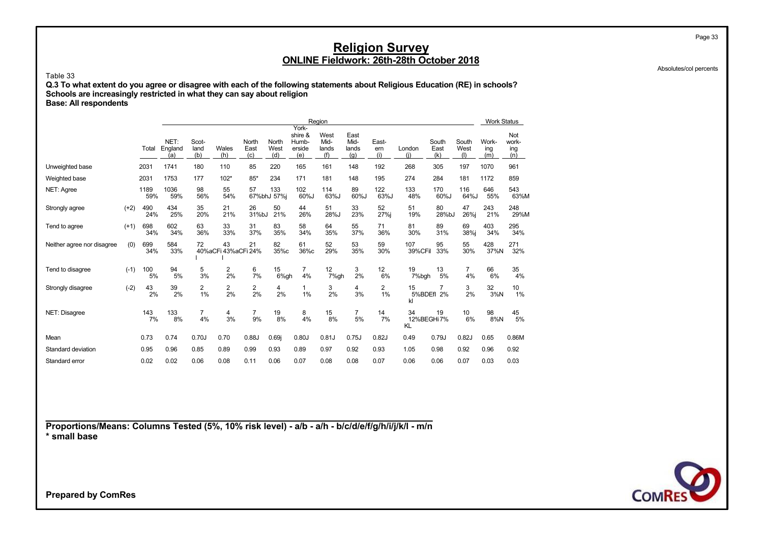# Religion Survey

## ONLINE Fieldwork: 26th-28th October 2018

Absolutes/col percents

Table 33

**Q.3 To what extent do you agree or disagree with each of the following statements about Religious Education (RE) in schools?**
**Schools are increasingly restricted in what they can say about religion**
**Base: All respondents**

| | | | Region | | | | | | | | | | | | Work Status | |
|---|---|---|---|---|---|---|---|---|---|---|---|---|---|---|---|---|
| | | Total | NET: England (a) | Scot-land (b) | Wales (h) | North East (c) | North West (d) | York-shire & Humb-erside (e) | West Mid-lands (f) | East Mid-lands (g) | East-ern (i) | London (j) | South East (k) | South West (l) | Work-ing (m) | Not work-ing (n) |
| Unweighted base | | 2031 | 1741 | 180 | 110 | 85 | 220 | 165 | 161 | 148 | 192 | 268 | 305 | 197 | 1070 | 961 |
| Weighted base | | 2031 | 1753 | 177 | 102* | 85* | 234 | 171 | 181 | 148 | 195 | 274 | 284 | 181 | 1172 | 859 |
| NET: Agree | | 1189 59% | 1036 59% | 98 56% | 55 54% | 57 67%bhJ | 133 57%j | 102 60%J | 114 63%J | 89 60%J | 122 63%J | 133 48% | 170 60%J | 116 64%J | 646 55% | 543 63%M |
| Strongly agree | (+2) | 490 24% | 434 25% | 35 20% | 21 21% | 26 31%bJ | 50 21% | 44 26% | 51 28%J | 33 23% | 52 27%j | 51 19% | 80 28%bJ | 47 26%j | 243 21% | 248 29%M |
| Tend to agree | (+1) | 698 34% | 602 34% | 63 36% | 33 33% | 31 37% | 83 35% | 58 34% | 64 35% | 55 37% | 71 36% | 81 30% | 89 31% | 69 38%j | 403 34% | 295 34% |
| Neither agree nor disagree | (0) | 699 34% | 584 33% | 72 40%aCFiI | 43 43%aCFiI | 21 24% | 82 35%c | 61 36%c | 52 29% | 53 35% | 59 30% | 107 39%CFil | 95 33% | 55 30% | 428 37%N | 271 32% |
| Tend to disagree | (-1) | 100 5% | 94 5% | 5 3% | 2 2% | 6 7% | 15 6%gh | 7 4% | 12 7%gh | 3 2% | 12 6% | 19 7%bgh | 13 5% | 7 4% | 66 6% | 35 4% |
| Strongly disagree | (-2) | 43 2% | 39 2% | 2 1% | 2 2% | 2 2% | 4 2% | 1 1% | 3 2% | 4 3% | 2 1% | 15 5%BDEfIkl | 7 2% | 3 2% | 32 3%N | 10 1% |
| NET: Disagree | | 143 7% | 133 8% | 7 4% | 4 3% | 7 9% | 19 8% | 8 4% | 15 8% | 7 5% | 14 7% | 34 12%BEGHiKL | 19 7% | 10 6% | 98 8%N | 45 5% |
| Mean | | 0.73 | 0.74 | 0.70J | 0.70 | 0.88J | 0.69j | 0.80J | 0.81J | 0.75J | 0.82J | 0.49 | 0.79J | 0.82J | 0.65 | 0.86M |
| Standard deviation | | 0.95 | 0.96 | 0.85 | 0.89 | 0.99 | 0.93 | 0.89 | 0.97 | 0.92 | 0.93 | 1.05 | 0.98 | 0.92 | 0.96 | 0.92 |
| Standard error | | 0.02 | 0.02 | 0.06 | 0.08 | 0.11 | 0.06 | 0.07 | 0.08 | 0.08 | 0.07 | 0.06 | 0.06 | 0.07 | 0.03 | 0.03 |

**Proportions/Means: Columns Tested (5%, 10% risk level) - a/b - a/h - b/c/d/e/f/g/h/i/j/k/l - m/n**
*** small base**

**Prepared by ComRes**